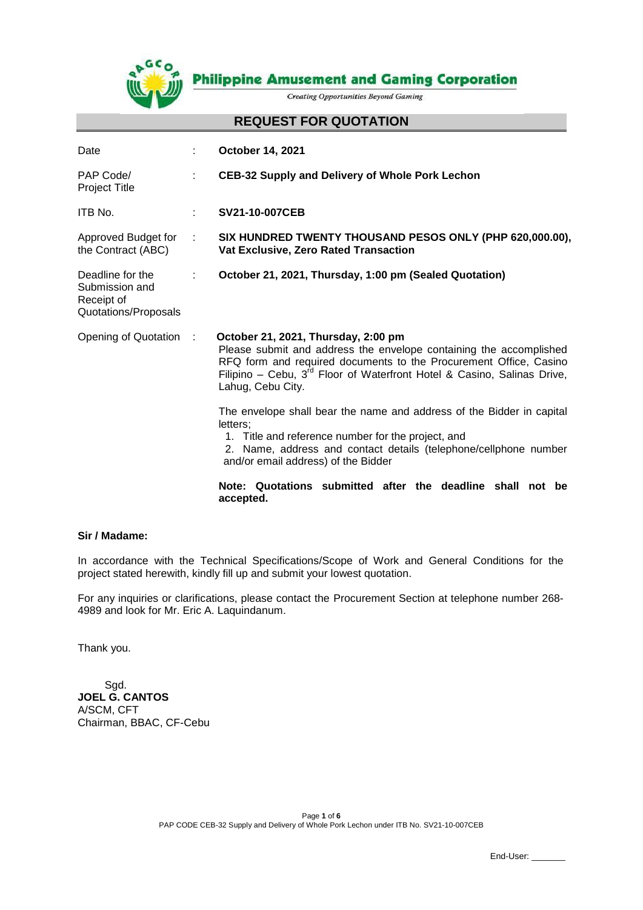**Philippine Amusement and Gaming Corporation**

*Creating Opportunities Beyond Gaming*

# REQUEST FOR QUOTATION

| | | |
|---|---|---|
| Date | : | **October 14, 2021** |
| PAP Code/ Project Title | : | **CEB-32 Supply and Delivery of Whole Pork Lechon** |
| ITB No. | : | **SV21-10-007CEB** |
| Approved Budget for the Contract (ABC) | : | **SIX HUNDRED TWENTY THOUSAND PESOS ONLY (PHP 620,000.00), Vat Exclusive, Zero Rated Transaction** |
| Deadline for the Submission and Receipt of Quotations/Proposals | : | **October 21, 2021, Thursday, 1:00 pm (Sealed Quotation)** |
| Opening of Quotation | : | **October 21, 2021, Thursday, 2:00 pm** |

Please submit and address the envelope containing the accomplished RFQ form and required documents to the Procurement Office, Casino Filipino – Cebu, 3rd Floor of Waterfront Hotel & Casino, Salinas Drive, Lahug, Cebu City.

The envelope shall bear the name and address of the Bidder in capital letters;

1. Title and reference number for the project, and
2. Name, address and contact details (telephone/cellphone number and/or email address) of the Bidder

**Note: Quotations submitted after the deadline shall not be accepted.**

**Sir / Madame:**

In accordance with the Technical Specifications/Scope of Work and General Conditions for the project stated herewith, kindly fill up and submit your lowest quotation.

For any inquiries or clarifications, please contact the Procurement Section at telephone number 268-4989 and look for Mr. Eric A. Laquindanum.

Thank you.

Sgd.
**JOEL G. CANTOS**
A/SCM, CFT
Chairman, BBAC, CF-Cebu

End-User: _______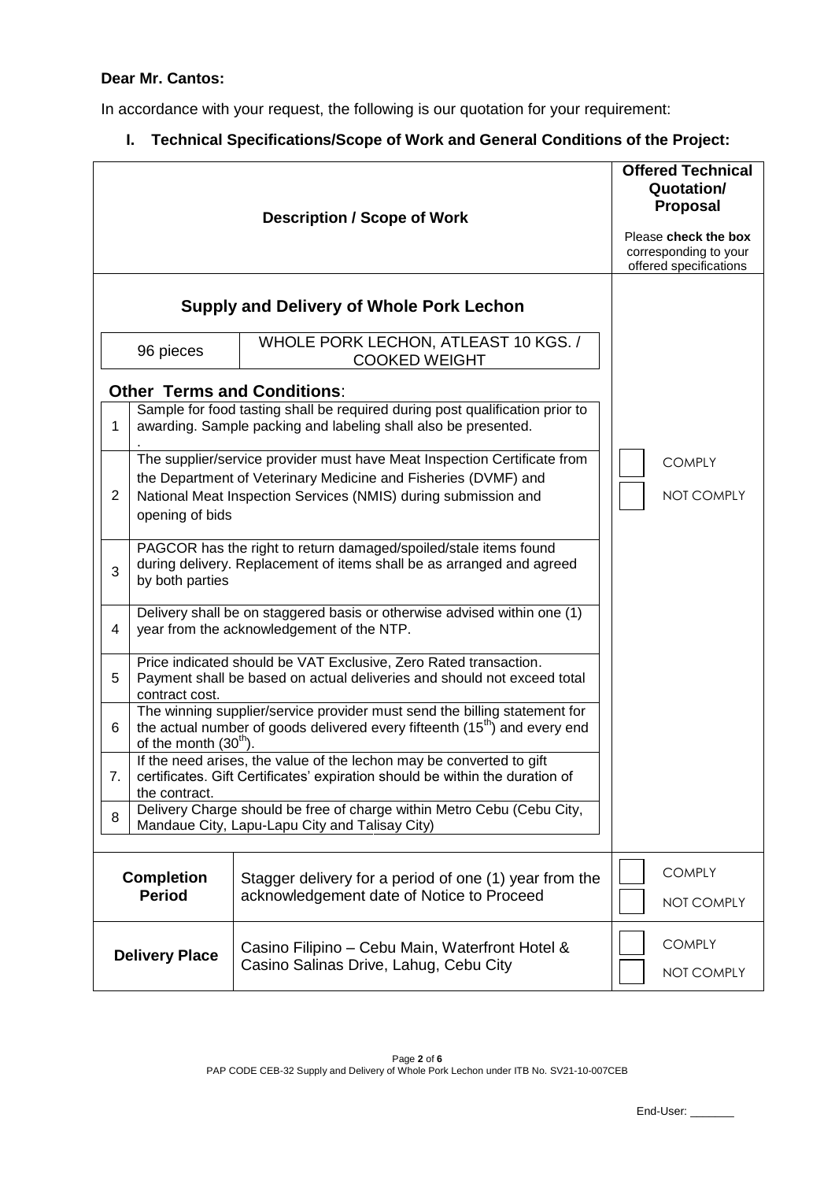**Dear Mr. Cantos:**

In accordance with your request, the following is our quotation for your requirement:

## I. Technical Specifications/Scope of Work and General Conditions of the Project:

| Description / Scope of Work | | Offered Technical Quotation/ Proposal<br>Please **check the box** corresponding to your offered specifications |
|---|---|---|
| **Supply and Delivery of Whole Pork Lechon** | | |
| 96 pieces | WHOLE PORK LECHON, ATLEAST 10 KGS. / COOKED WEIGHT | |
| **Other Terms and Conditions**: | | |
| 1 | Sample for food tasting shall be required during post qualification prior to awarding. Sample packing and labeling shall also be presented. | |
| 2 | The supplier/service provider must have Meat Inspection Certificate from the Department of Veterinary Medicine and Fisheries (DVMF) and National Meat Inspection Services (NMIS) during submission and opening of bids | ☐ COMPLY<br>☐ NOT COMPLY |
| 3 | PAGCOR has the right to return damaged/spoiled/stale items found during delivery. Replacement of items shall be as arranged and agreed by both parties | |
| 4 | Delivery shall be on staggered basis or otherwise advised within one (1) year from the acknowledgement of the NTP. | |
| 5 | Price indicated should be VAT Exclusive, Zero Rated transaction. Payment shall be based on actual deliveries and should not exceed total contract cost. | |
| 6 | The winning supplier/service provider must send the billing statement for the actual number of goods delivered every fifteenth (15th) and every end of the month (30th). | |
| 7. | If the need arises, the value of the lechon may be converted to gift certificates. Gift Certificates' expiration should be within the duration of the contract. | |
| 8 | Delivery Charge should be free of charge within Metro Cebu (Cebu City, Mandaue City, Lapu-Lapu City and Talisay City) | |
| **Completion Period** | Stagger delivery for a period of one (1) year from the acknowledgement date of Notice to Proceed | ☐ COMPLY<br>☐ NOT COMPLY |
| **Delivery Place** | Casino Filipino – Cebu Main, Waterfront Hotel & Casino Salinas Drive, Lahug, Cebu City | ☐ COMPLY<br>☐ NOT COMPLY |

PAP CODE CEB-32 Supply and Delivery of Whole Pork Lechon under ITB No. SV21-10-007CEB

End-User: _______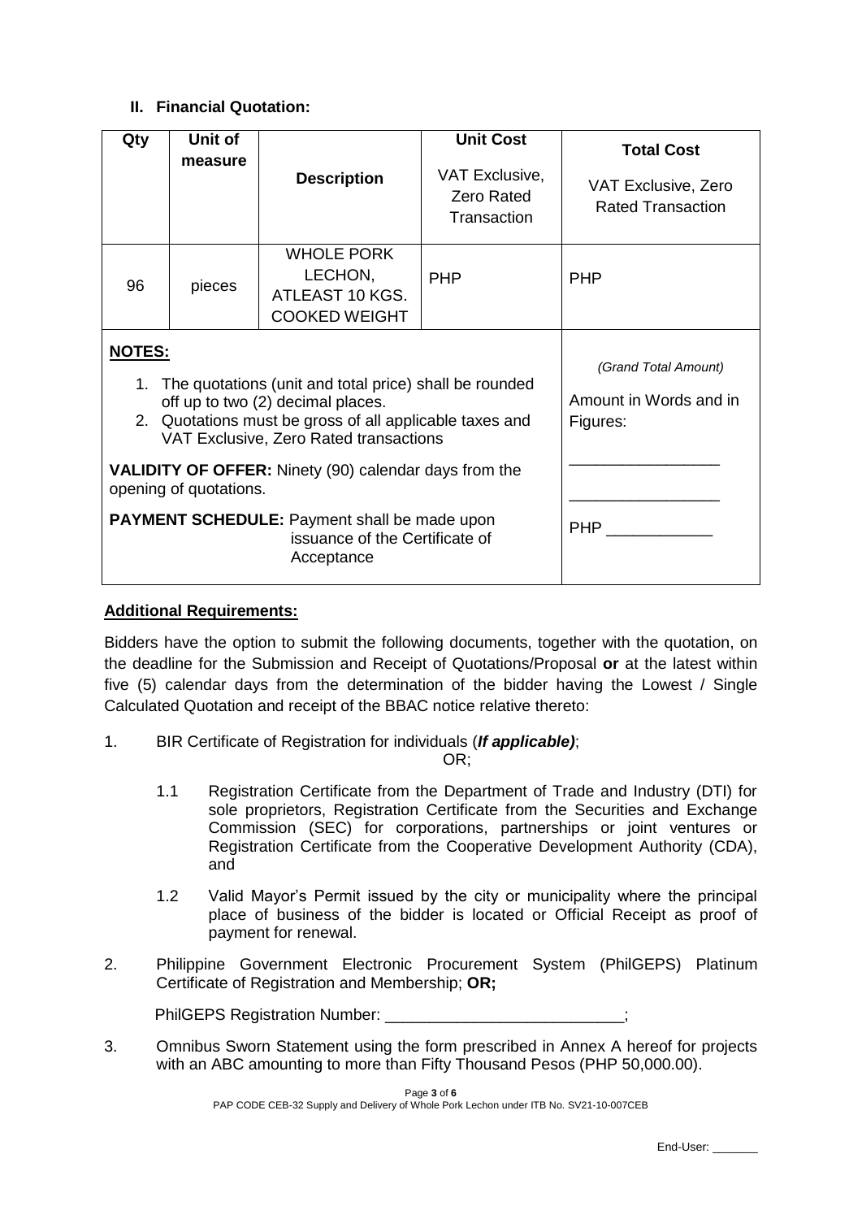## II. Financial Quotation:

| Qty | Unit of measure | Description | Unit Cost<br>VAT Exclusive, Zero Rated Transaction | Total Cost<br>VAT Exclusive, Zero Rated Transaction |
|---|---|---|---|---|
| 96 | pieces | WHOLE PORK LECHON, ATLEAST 10 KGS. COOKED WEIGHT | PHP | PHP |
| **NOTES:**<br>1. The quotations (unit and total price) shall be rounded off up to two (2) decimal places.<br>2. Quotations must be gross of all applicable taxes and VAT Exclusive, Zero Rated transactions<br>**VALIDITY OF OFFER:** Ninety (90) calendar days from the opening of quotations.<br>**PAYMENT SCHEDULE:** Payment shall be made upon issuance of the Certificate of Acceptance | | | | *(Grand Total Amount)*<br>Amount in Words and in Figures:<br>\_\_\_\_\_\_\_\_\_\_\_\_\_\_\_\_\_<br>\_\_\_\_\_\_\_\_\_\_\_\_\_\_\_\_\_<br>PHP \_\_\_\_\_\_\_\_\_\_\_\_ |

**Additional Requirements:**

Bidders have the option to submit the following documents, together with the quotation, on the deadline for the Submission and Receipt of Quotations/Proposal **or** at the latest within five (5) calendar days from the determination of the bidder having the Lowest / Single Calculated Quotation and receipt of the BBAC notice relative thereto:

1. BIR Certificate of Registration for individuals (***If applicable)***;

   OR;

   1.1 Registration Certificate from the Department of Trade and Industry (DTI) for sole proprietors, Registration Certificate from the Securities and Exchange Commission (SEC) for corporations, partnerships or joint ventures or Registration Certificate from the Cooperative Development Authority (CDA), and

   1.2 Valid Mayor's Permit issued by the city or municipality where the principal place of business of the bidder is located or Official Receipt as proof of payment for renewal.

2. Philippine Government Electronic Procurement System (PhilGEPS) Platinum Certificate of Registration and Membership; **OR;**

   PhilGEPS Registration Number: \_\_\_\_\_\_\_\_\_\_\_\_\_\_\_\_\_\_\_\_\_\_\_\_\_\_\_;

3. Omnibus Sworn Statement using the form prescribed in Annex A hereof for projects with an ABC amounting to more than Fifty Thousand Pesos (PHP 50,000.00).

End-User: \_\_\_\_\_\_\_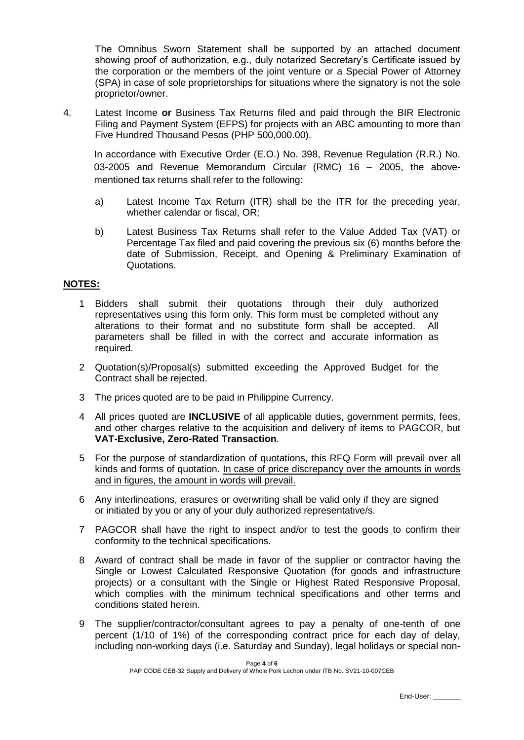The Omnibus Sworn Statement shall be supported by an attached document showing proof of authorization, e.g., duly notarized Secretary's Certificate issued by the corporation or the members of the joint venture or a Special Power of Attorney (SPA) in case of sole proprietorships for situations where the signatory is not the sole proprietor/owner.

4. Latest Income **or** Business Tax Returns filed and paid through the BIR Electronic Filing and Payment System (EFPS) for projects with an ABC amounting to more than Five Hundred Thousand Pesos (PHP 500,000.00).

   In accordance with Executive Order (E.O.) No. 398, Revenue Regulation (R.R.) No. 03-2005 and Revenue Memorandum Circular (RMC) 16 – 2005, the above-mentioned tax returns shall refer to the following:

   a) Latest Income Tax Return (ITR) shall be the ITR for the preceding year, whether calendar or fiscal, OR;

   b) Latest Business Tax Returns shall refer to the Value Added Tax (VAT) or Percentage Tax filed and paid covering the previous six (6) months before the date of Submission, Receipt, and Opening & Preliminary Examination of Quotations.

## NOTES:

1. Bidders shall submit their quotations through their duly authorized representatives using this form only. This form must be completed without any alterations to their format and no substitute form shall be accepted. All parameters shall be filled in with the correct and accurate information as required.

2. Quotation(s)/Proposal(s) submitted exceeding the Approved Budget for the Contract shall be rejected.

3. The prices quoted are to be paid in Philippine Currency.

4. All prices quoted are **INCLUSIVE** of all applicable duties, government permits, fees, and other charges relative to the acquisition and delivery of items to PAGCOR, but **VAT-Exclusive, Zero-Rated Transaction**.

5. For the purpose of standardization of quotations, this RFQ Form will prevail over all kinds and forms of quotation. <u>In case of price discrepancy over the amounts in words and in figures, the amount in words will prevail.</u>

6. Any interlineations, erasures or overwriting shall be valid only if they are signed or initiated by you or any of your duly authorized representative/s.

7. PAGCOR shall have the right to inspect and/or to test the goods to confirm their conformity to the technical specifications.

8. Award of contract shall be made in favor of the supplier or contractor having the Single or Lowest Calculated Responsive Quotation (for goods and infrastructure projects) or a consultant with the Single or Highest Rated Responsive Proposal, which complies with the minimum technical specifications and other terms and conditions stated herein.

9. The supplier/contractor/consultant agrees to pay a penalty of one-tenth of one percent (1/10 of 1%) of the corresponding contract price for each day of delay, including non-working days (i.e. Saturday and Sunday), legal holidays or special non-

PAP CODE CEB-32 Supply and Delivery of Whole Pork Lechon under ITB No. SV21-10-007CEB

End-User: _______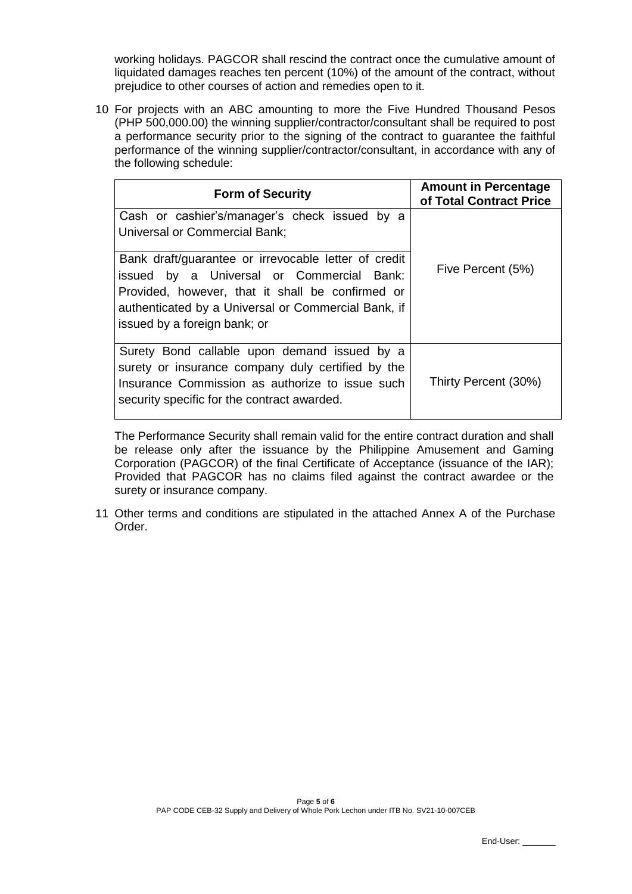working holidays. PAGCOR shall rescind the contract once the cumulative amount of liquidated damages reaches ten percent (10%) of the amount of the contract, without prejudice to other courses of action and remedies open to it.

10 For projects with an ABC amounting to more the Five Hundred Thousand Pesos (PHP 500,000.00) the winning supplier/contractor/consultant shall be required to post a performance security prior to the signing of the contract to guarantee the faithful performance of the winning supplier/contractor/consultant, in accordance with any of the following schedule:

| Form of Security | Amount in Percentage of Total Contract Price |
|---|---|
| Cash or cashier's/manager's check issued by a Universal or Commercial Bank;<br><br>Bank draft/guarantee or irrevocable letter of credit issued by a Universal or Commercial Bank: Provided, however, that it shall be confirmed or authenticated by a Universal or Commercial Bank, if issued by a foreign bank; or | Five Percent (5%) |
| Surety Bond callable upon demand issued by a surety or insurance company duly certified by the Insurance Commission as authorize to issue such security specific for the contract awarded. | Thirty Percent (30%) |

The Performance Security shall remain valid for the entire contract duration and shall be release only after the issuance by the Philippine Amusement and Gaming Corporation (PAGCOR) of the final Certificate of Acceptance (issuance of the IAR); Provided that PAGCOR has no claims filed against the contract awardee or the surety or insurance company.

11 Other terms and conditions are stipulated in the attached Annex A of the Purchase Order.

PAP CODE CEB-32 Supply and Delivery of Whole Pork Lechon under ITB No. SV21-10-007CEB

End-User: _______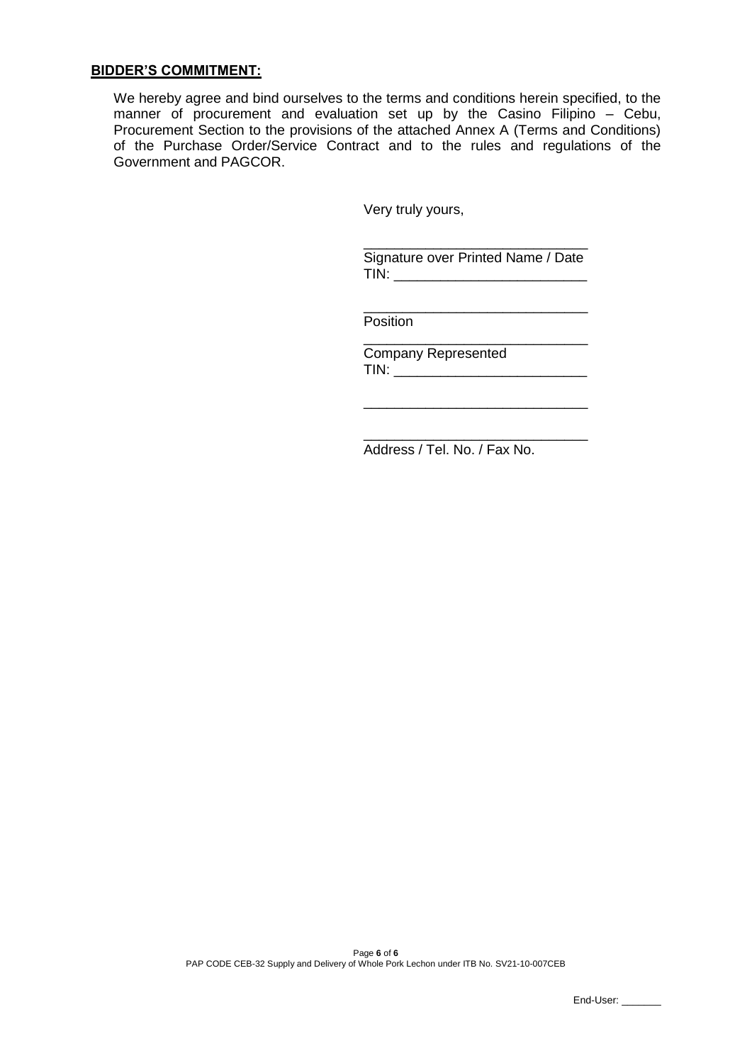**BIDDER'S COMMITMENT:**

We hereby agree and bind ourselves to the terms and conditions herein specified, to the manner of procurement and evaluation set up by the Casino Filipino – Cebu, Procurement Section to the provisions of the attached Annex A (Terms and Conditions) of the Purchase Order/Service Contract and to the rules and regulations of the Government and PAGCOR.

Very truly yours,

______________________________
Signature over Printed Name / Date
TIN: _________________________

______________________________
Position

______________________________
Company Represented
TIN: _________________________

______________________________

______________________________
Address / Tel. No. / Fax No.

PAP CODE CEB-32 Supply and Delivery of Whole Pork Lechon under ITB No. SV21-10-007CEB

End-User: _______